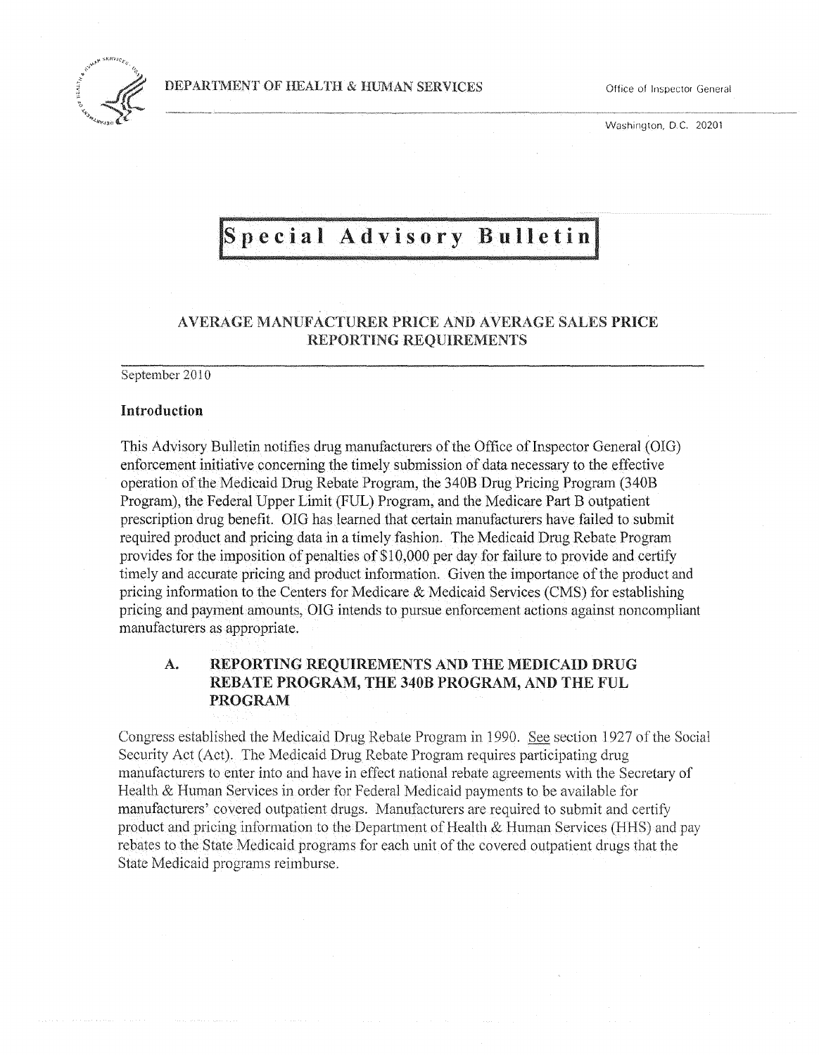DEPARTMENT OF HEALTH & HUMAN SERVICES

Office of Inspector General

Washington, D.C. 20201

# Special Advisory Bulletin

## AVERAGE MANUFACTURER PRICE AND AVERAGE SALES PRICE REPORTING REQUIREMENTS

September 2010

### Introduction

This Advisory Bulletin notifies drug manufacturers of the Office of Inspector General (OIG) enforcement initiative concerning the timely submission of data necessary to the effective operation of the Medicaid Drug Rebate Program, the 340B Drug Pricing Program (340B Program), the Federal Upper Limit (FUL) Program, and the Medicare Part B outpatient prescription drug benefit. OIG has learned that certain manufacturers have failed to submit required product and pricing data in a timely fashion. The Medicaid Drug Rebate Program provides for the imposition of penalties of $10,000 per day for failure to provide and certify timely and accurate pricing and product information. Given the importance of the product and pricing information to the Centers for Medicare & Medicaid Services (CMS) for establishing pricing and payment amounts, OIG intends to pursue enforcement actions against noncompliant manufacturers as appropriate.

### A. REPORTING REQUIREMENTS AND THE MEDICAID DRUG REBATE PROGRAM, THE 340B PROGRAM, AND THE FUL PROGRAM

Congress established the Medicaid Drug Rebate Program in 1990. See section 1927 of the Social Security Act (Act). The Medicaid Drug Rebate Program requires participating drug manufacturers to enter into and have in effect national rebate agreements with the Secretary of Health & Human Services in order for Federal Medicaid payments to be available for manufacturers' covered outpatient drugs. Manufacturers are required to submit and certify product and pricing information to the Department of Health & Human Services (HHS) and pay rebates to the State Medicaid programs for each unit of the covered outpatient drugs that the State Medicaid programs reimburse.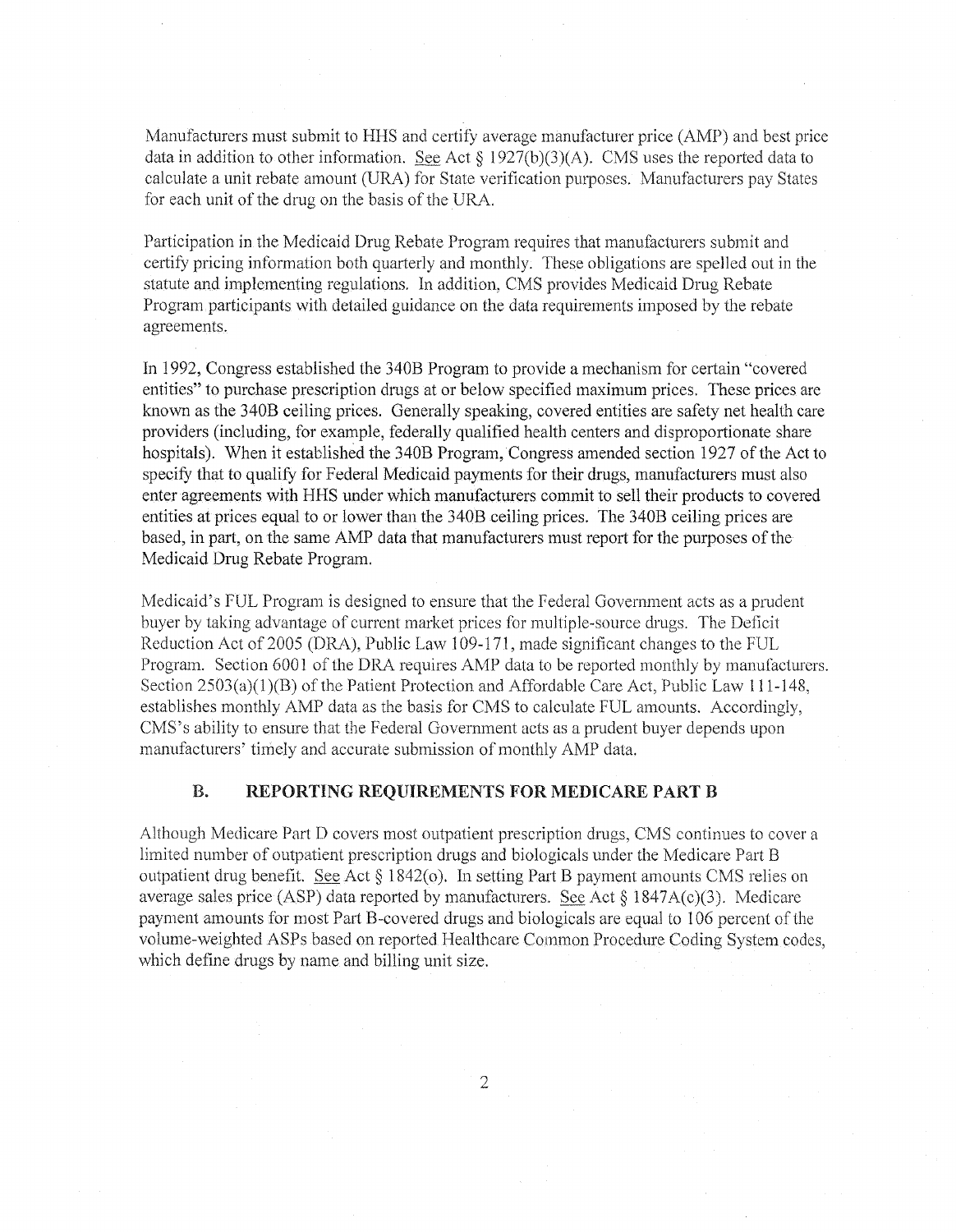Manufacturers must submit to HHS and certify average manufacturer price (AMP) and best price data in addition to other information. See Act § 1927(b)(3)(A). CMS uses the reported data to calculate a unit rebate amount (URA) for State verification purposes. Manufacturers pay States for each unit of the drug on the basis of the URA.

Participation in the Medicaid Drug Rebate Program requires that manufacturers submit and certify pricing information both quarterly and monthly. These obligations are spelled out in the statute and implementing regulations. In addition, CMS provides Medicaid Drug Rebate Program participants with detailed guidance on the data requirements imposed by the rebate agreements.

In 1992, Congress established the 340B Program to provide a mechanism for certain "covered entities" to purchase prescription drugs at or below specified maximum prices. These prices are known as the 340B ceiling prices. Generally speaking, covered entities are safety net health care providers (including, for example, federally qualified health centers and disproportionate share hospitals). When it established the 340B Program, Congress amended section 1927 of the Act to specify that to qualify for Federal Medicaid payments for their drugs, manufacturers must also enter agreements with HHS under which manufacturers commit to sell their products to covered entities at prices equal to or lower than the 340B ceiling prices. The 340B ceiling prices are based, in part, on the same AMP data that manufacturers must report for the purposes of the Medicaid Drug Rebate Program.

Medicaid's FUL Program is designed to ensure that the Federal Government acts as a prudent buyer by taking advantage of current market prices for multiple-source drugs. The Deficit Reduction Act of 2005 (DRA), Public Law 109-171, made significant changes to the FUL Program. Section 6001 of the DRA requires AMP data to be reported monthly by manufacturers. Section 2503(a)(1)(B) of the Patient Protection and Affordable Care Act, Public Law 111-148, establishes monthly AMP data as the basis for CMS to calculate FUL amounts. Accordingly, CMS's ability to ensure that the Federal Government acts as a prudent buyer depends upon manufacturers' timely and accurate submission of monthly AMP data.

## B. REPORTING REQUIREMENTS FOR MEDICARE PART B

Although Medicare Part D covers most outpatient prescription drugs, CMS continues to cover a limited number of outpatient prescription drugs and biologicals under the Medicare Part B outpatient drug benefit. See Act § 1842(o). In setting Part B payment amounts CMS relies on average sales price (ASP) data reported by manufacturers. See Act § 1847A(c)(3). Medicare payment amounts for most Part B-covered drugs and biologicals are equal to 106 percent of the volume-weighted ASPs based on reported Healthcare Common Procedure Coding System codes, which define drugs by name and billing unit size.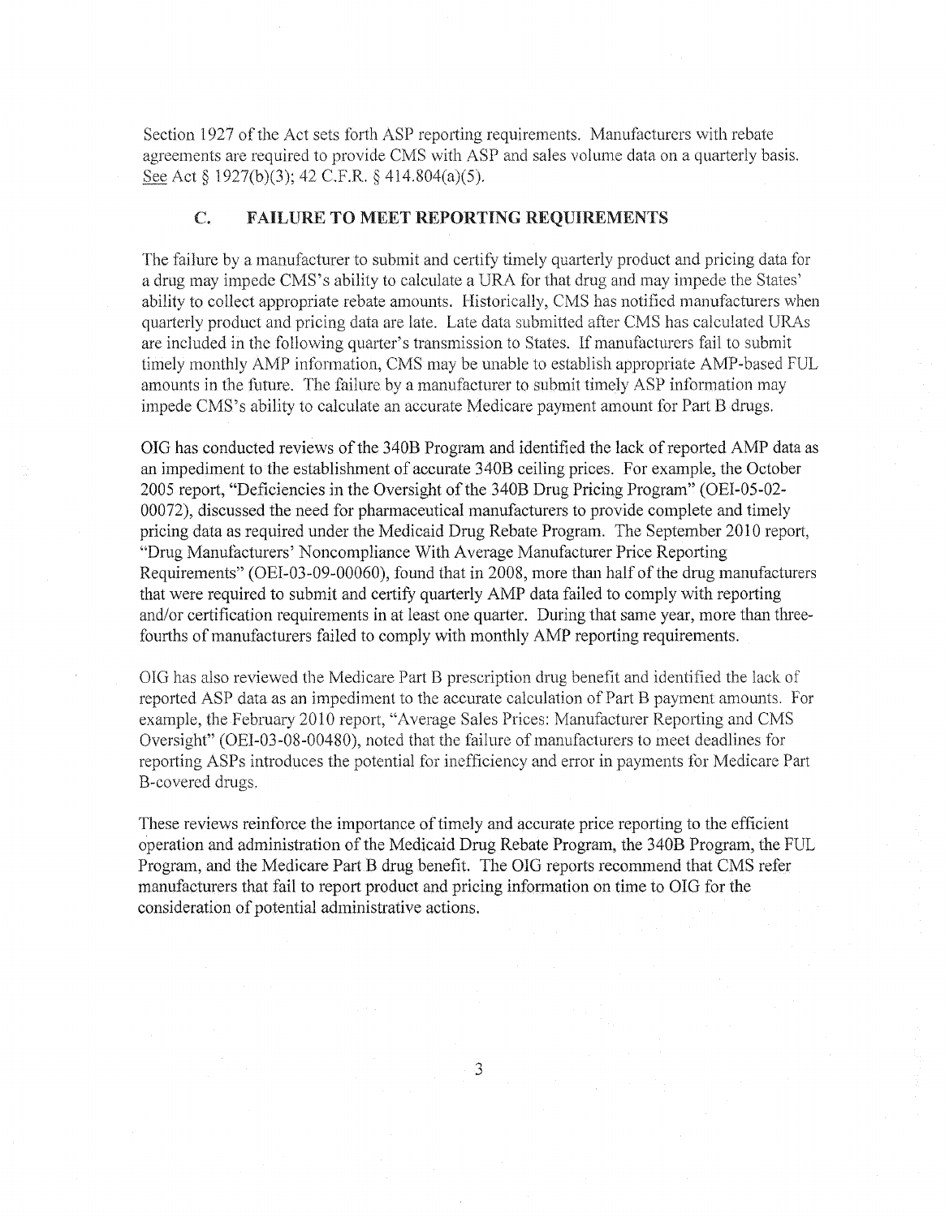Section 1927 of the Act sets forth ASP reporting requirements. Manufacturers with rebate agreements are required to provide CMS with ASP and sales volume data on a quarterly basis. See Act § 1927(b)(3); 42 C.F.R. § 414.804(a)(5).

### C. FAILURE TO MEET REPORTING REQUIREMENTS

The failure by a manufacturer to submit and certify timely quarterly product and pricing data for a drug may impede CMS's ability to calculate a URA for that drug and may impede the States' ability to collect appropriate rebate amounts. Historically, CMS has notified manufacturers when quarterly product and pricing data are late. Late data submitted after CMS has calculated URAs are included in the following quarter's transmission to States. If manufacturers fail to submit timely monthly AMP information, CMS may be unable to establish appropriate AMP-based FUL amounts in the future. The failure by a manufacturer to submit timely ASP information may impede CMS's ability to calculate an accurate Medicare payment amount for Part B drugs.

OIG has conducted reviews of the 340B Program and identified the lack of reported AMP data as an impediment to the establishment of accurate 340B ceiling prices. For example, the October 2005 report, "Deficiencies in the Oversight of the 340B Drug Pricing Program" (OEI-05-02-00072), discussed the need for pharmaceutical manufacturers to provide complete and timely pricing data as required under the Medicaid Drug Rebate Program. The September 2010 report, "Drug Manufacturers' Noncompliance With Average Manufacturer Price Reporting Requirements" (OEI-03-09-00060), found that in 2008, more than half of the drug manufacturers that were required to submit and certify quarterly AMP data failed to comply with reporting and/or certification requirements in at least one quarter. During that same year, more than three-fourths of manufacturers failed to comply with monthly AMP reporting requirements.

OIG has also reviewed the Medicare Part B prescription drug benefit and identified the lack of reported ASP data as an impediment to the accurate calculation of Part B payment amounts. For example, the February 2010 report, "Average Sales Prices: Manufacturer Reporting and CMS Oversight" (OEI-03-08-00480), noted that the failure of manufacturers to meet deadlines for reporting ASPs introduces the potential for inefficiency and error in payments for Medicare Part B-covered drugs.

These reviews reinforce the importance of timely and accurate price reporting to the efficient operation and administration of the Medicaid Drug Rebate Program, the 340B Program, the FUL Program, and the Medicare Part B drug benefit. The OIG reports recommend that CMS refer manufacturers that fail to report product and pricing information on time to OIG for the consideration of potential administrative actions.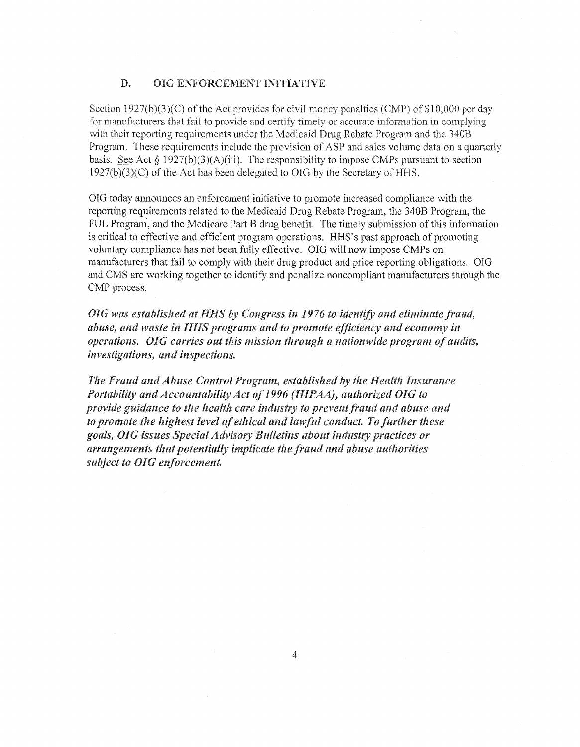### D. OIG ENFORCEMENT INITIATIVE

Section 1927(b)(3)(C) of the Act provides for civil money penalties (CMP) of $10,000 per day for manufacturers that fail to provide and certify timely or accurate information in complying with their reporting requirements under the Medicaid Drug Rebate Program and the 340B Program. These requirements include the provision of ASP and sales volume data on a quarterly basis. See Act § 1927(b)(3)(A)(iii). The responsibility to impose CMPs pursuant to section 1927(b)(3)(C) of the Act has been delegated to OIG by the Secretary of HHS.

OIG today announces an enforcement initiative to promote increased compliance with the reporting requirements related to the Medicaid Drug Rebate Program, the 340B Program, the FUL Program, and the Medicare Part B drug benefit. The timely submission of this information is critical to effective and efficient program operations. HHS's past approach of promoting voluntary compliance has not been fully effective. OIG will now impose CMPs on manufacturers that fail to comply with their drug product and price reporting obligations. OIG and CMS are working together to identify and penalize noncompliant manufacturers through the CMP process.

***OIG was established at HHS by Congress in 1976 to identify and eliminate fraud, abuse, and waste in HHS programs and to promote efficiency and economy in operations. OIG carries out this mission through a nationwide program of audits, investigations, and inspections.***

***The Fraud and Abuse Control Program, established by the Health Insurance Portability and Accountability Act of 1996 (HIPAA), authorized OIG to provide guidance to the health care industry to prevent fraud and abuse and to promote the highest level of ethical and lawful conduct. To further these goals, OIG issues Special Advisory Bulletins about industry practices or arrangements that potentially implicate the fraud and abuse authorities subject to OIG enforcement.***